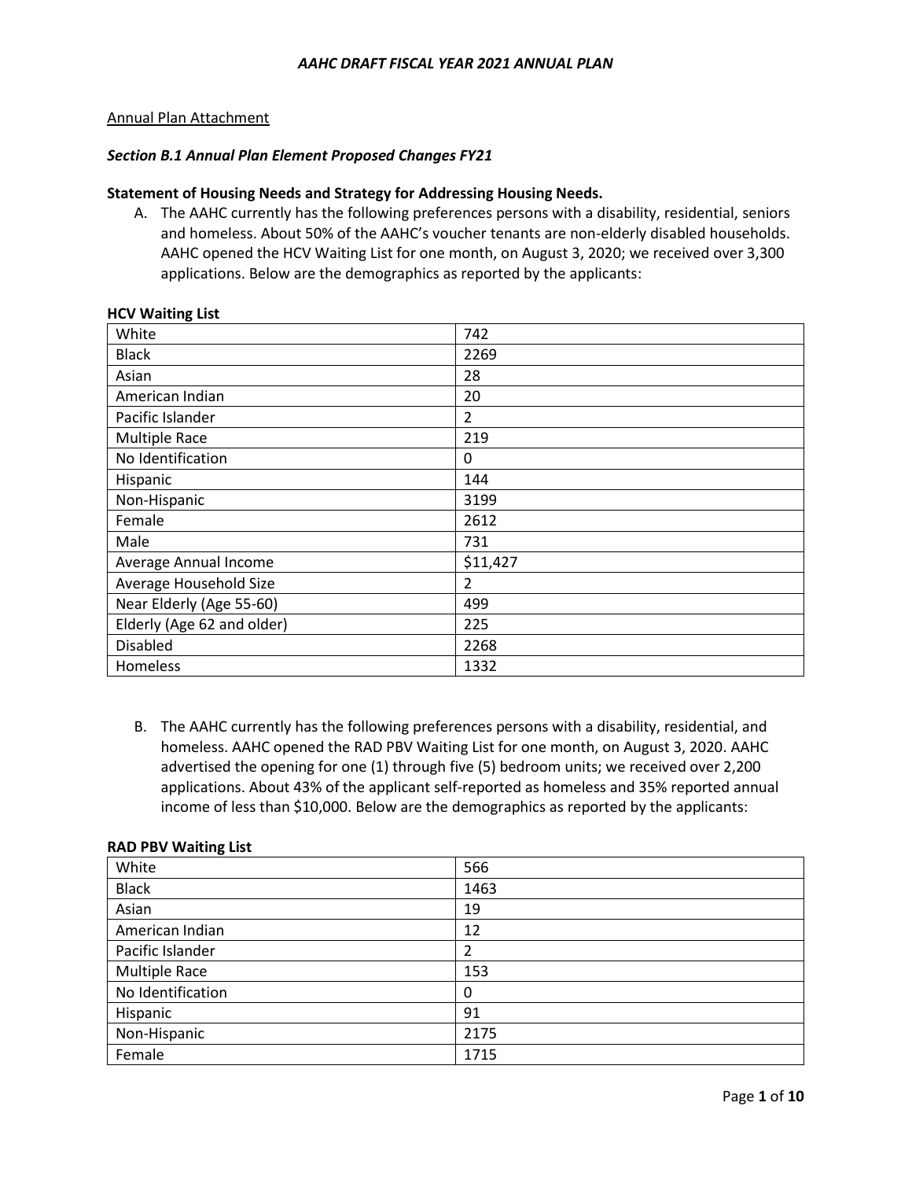Annual Plan Attachment

***Section B.1 Annual Plan Element Proposed Changes FY21***

**Statement of Housing Needs and Strategy for Addressing Housing Needs.**

A. The AAHC currently has the following preferences persons with a disability, residential, seniors and homeless. About 50% of the AAHC's voucher tenants are non-elderly disabled households. AAHC opened the HCV Waiting List for one month, on August 3, 2020; we received over 3,300 applications. Below are the demographics as reported by the applicants:

**HCV Waiting List**

| | |
|---|---|
| White | 742 |
| Black | 2269 |
| Asian | 28 |
| American Indian | 20 |
| Pacific Islander | 2 |
| Multiple Race | 219 |
| No Identification | 0 |
| Hispanic | 144 |
| Non-Hispanic | 3199 |
| Female | 2612 |
| Male | 731 |
| Average Annual Income | $11,427 |
| Average Household Size | 2 |
| Near Elderly (Age 55-60) | 499 |
| Elderly (Age 62 and older) | 225 |
| Disabled | 2268 |
| Homeless | 1332 |

B. The AAHC currently has the following preferences persons with a disability, residential, and homeless. AAHC opened the RAD PBV Waiting List for one month, on August 3, 2020. AAHC advertised the opening for one (1) through five (5) bedroom units; we received over 2,200 applications. About 43% of the applicant self-reported as homeless and 35% reported annual income of less than $10,000. Below are the demographics as reported by the applicants:

**RAD PBV Waiting List**

| | |
|---|---|
| White | 566 |
| Black | 1463 |
| Asian | 19 |
| American Indian | 12 |
| Pacific Islander | 2 |
| Multiple Race | 153 |
| No Identification | 0 |
| Hispanic | 91 |
| Non-Hispanic | 2175 |
| Female | 1715 |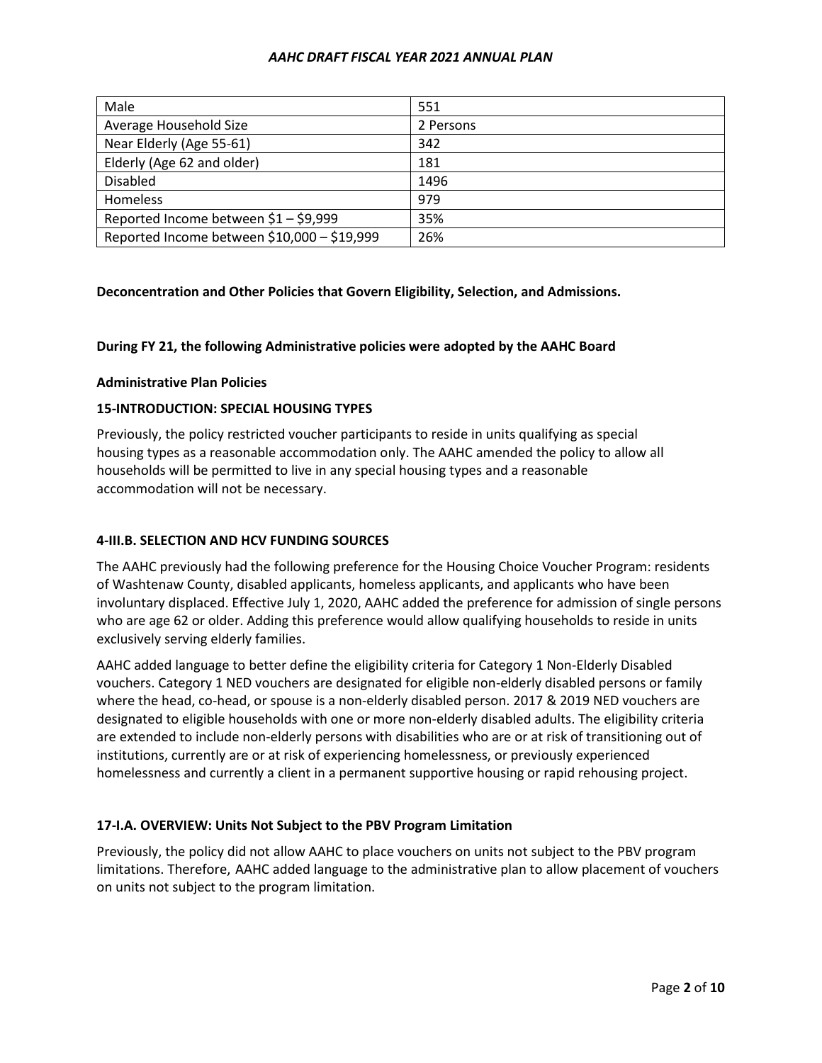| Male | 551 |
| --- | --- |
| Average Household Size | 2 Persons |
| Near Elderly (Age 55-61) | 342 |
| Elderly (Age 62 and older) | 181 |
| Disabled | 1496 |
| Homeless | 979 |
| Reported Income between $1 – $9,999 | 35% |
| Reported Income between $10,000 – $19,999 | 26% |

**Deconcentration and Other Policies that Govern Eligibility, Selection, and Admissions.**

**During FY 21, the following Administrative policies were adopted by the AAHC Board**

**Administrative Plan Policies**

**15-INTRODUCTION: SPECIAL HOUSING TYPES**

Previously, the policy restricted voucher participants to reside in units qualifying as special housing types as a reasonable accommodation only. The AAHC amended the policy to allow all households will be permitted to live in any special housing types and a reasonable accommodation will not be necessary.

**4-III.B. SELECTION AND HCV FUNDING SOURCES**

The AAHC previously had the following preference for the Housing Choice Voucher Program: residents of Washtenaw County, disabled applicants, homeless applicants, and applicants who have been involuntary displaced. Effective July 1, 2020, AAHC added the preference for admission of single persons who are age 62 or older. Adding this preference would allow qualifying households to reside in units exclusively serving elderly families.

AAHC added language to better define the eligibility criteria for Category 1 Non-Elderly Disabled vouchers. Category 1 NED vouchers are designated for eligible non-elderly disabled persons or family where the head, co-head, or spouse is a non-elderly disabled person. 2017 & 2019 NED vouchers are designated to eligible households with one or more non-elderly disabled adults. The eligibility criteria are extended to include non-elderly persons with disabilities who are or at risk of transitioning out of institutions, currently are or at risk of experiencing homelessness, or previously experienced homelessness and currently a client in a permanent supportive housing or rapid rehousing project.

**17-I.A. OVERVIEW: Units Not Subject to the PBV Program Limitation**

Previously, the policy did not allow AAHC to place vouchers on units not subject to the PBV program limitations. Therefore, AAHC added language to the administrative plan to allow placement of vouchers on units not subject to the program limitation.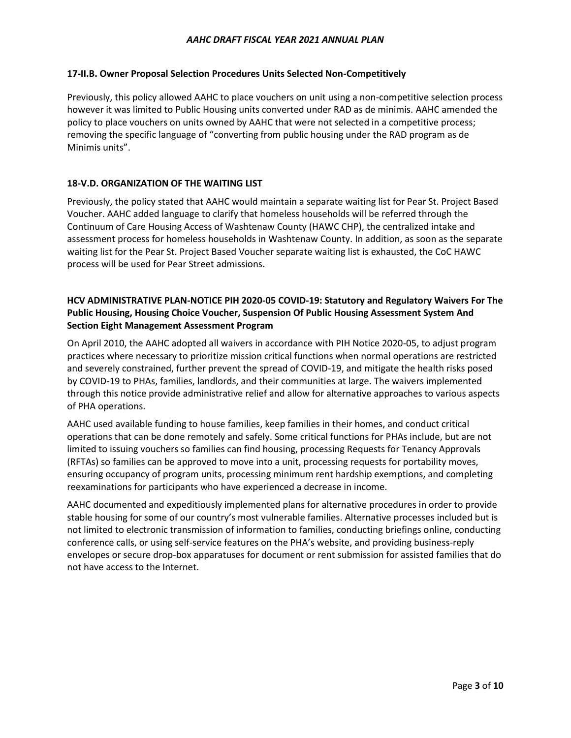### 17-II.B. Owner Proposal Selection Procedures Units Selected Non-Competitively

Previously, this policy allowed AAHC to place vouchers on unit using a non-competitive selection process however it was limited to Public Housing units converted under RAD as de minimis. AAHC amended the policy to place vouchers on units owned by AAHC that were not selected in a competitive process; removing the specific language of "converting from public housing under the RAD program as de Minimis units".

### 18-V.D. ORGANIZATION OF THE WAITING LIST

Previously, the policy stated that AAHC would maintain a separate waiting list for Pear St. Project Based Voucher. AAHC added language to clarify that homeless households will be referred through the Continuum of Care Housing Access of Washtenaw County (HAWC CHP), the centralized intake and assessment process for homeless households in Washtenaw County. In addition, as soon as the separate waiting list for the Pear St. Project Based Voucher separate waiting list is exhausted, the CoC HAWC process will be used for Pear Street admissions.

### HCV ADMINISTRATIVE PLAN-NOTICE PIH 2020-05 COVID-19: Statutory and Regulatory Waivers For The Public Housing, Housing Choice Voucher, Suspension Of Public Housing Assessment System And Section Eight Management Assessment Program

On April 2010, the AAHC adopted all waivers in accordance with PIH Notice 2020-05, to adjust program practices where necessary to prioritize mission critical functions when normal operations are restricted and severely constrained, further prevent the spread of COVID-19, and mitigate the health risks posed by COVID-19 to PHAs, families, landlords, and their communities at large. The waivers implemented through this notice provide administrative relief and allow for alternative approaches to various aspects of PHA operations.

AAHC used available funding to house families, keep families in their homes, and conduct critical operations that can be done remotely and safely. Some critical functions for PHAs include, but are not limited to issuing vouchers so families can find housing, processing Requests for Tenancy Approvals (RFTAs) so families can be approved to move into a unit, processing requests for portability moves, ensuring occupancy of program units, processing minimum rent hardship exemptions, and completing reexaminations for participants who have experienced a decrease in income.

AAHC documented and expeditiously implemented plans for alternative procedures in order to provide stable housing for some of our country's most vulnerable families. Alternative processes included but is not limited to electronic transmission of information to families, conducting briefings online, conducting conference calls, or using self-service features on the PHA's website, and providing business-reply envelopes or secure drop-box apparatuses for document or rent submission for assisted families that do not have access to the Internet.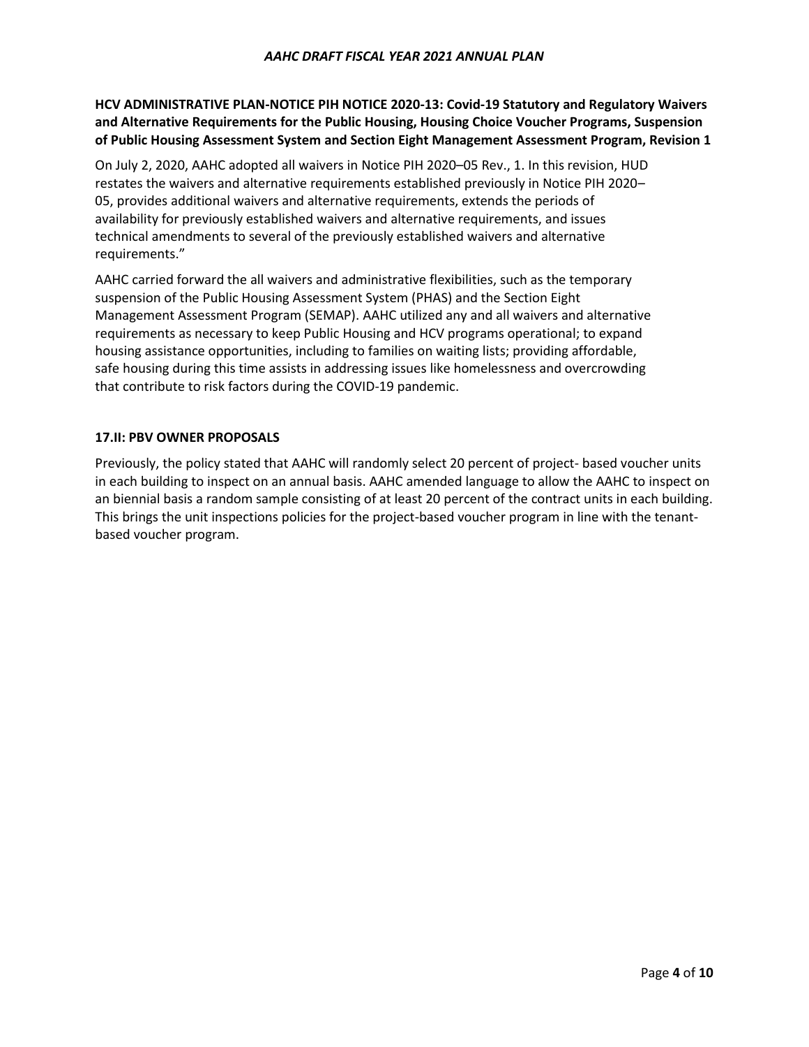**HCV ADMINISTRATIVE PLAN-NOTICE PIH NOTICE 2020-13: Covid-19 Statutory and Regulatory Waivers and Alternative Requirements for the Public Housing, Housing Choice Voucher Programs, Suspension of Public Housing Assessment System and Section Eight Management Assessment Program, Revision 1**

On July 2, 2020, AAHC adopted all waivers in Notice PIH 2020–05 Rev., 1. In this revision, HUD restates the waivers and alternative requirements established previously in Notice PIH 2020–05, provides additional waivers and alternative requirements, extends the periods of availability for previously established waivers and alternative requirements, and issues technical amendments to several of the previously established waivers and alternative requirements."

AAHC carried forward the all waivers and administrative flexibilities, such as the temporary suspension of the Public Housing Assessment System (PHAS) and the Section Eight Management Assessment Program (SEMAP). AAHC utilized any and all waivers and alternative requirements as necessary to keep Public Housing and HCV programs operational; to expand housing assistance opportunities, including to families on waiting lists; providing affordable, safe housing during this time assists in addressing issues like homelessness and overcrowding that contribute to risk factors during the COVID-19 pandemic.

**17.II: PBV OWNER PROPOSALS**

Previously, the policy stated that AAHC will randomly select 20 percent of project- based voucher units in each building to inspect on an annual basis. AAHC amended language to allow the AAHC to inspect on an biennial basis a random sample consisting of at least 20 percent of the contract units in each building. This brings the unit inspections policies for the project-based voucher program in line with the tenant-based voucher program.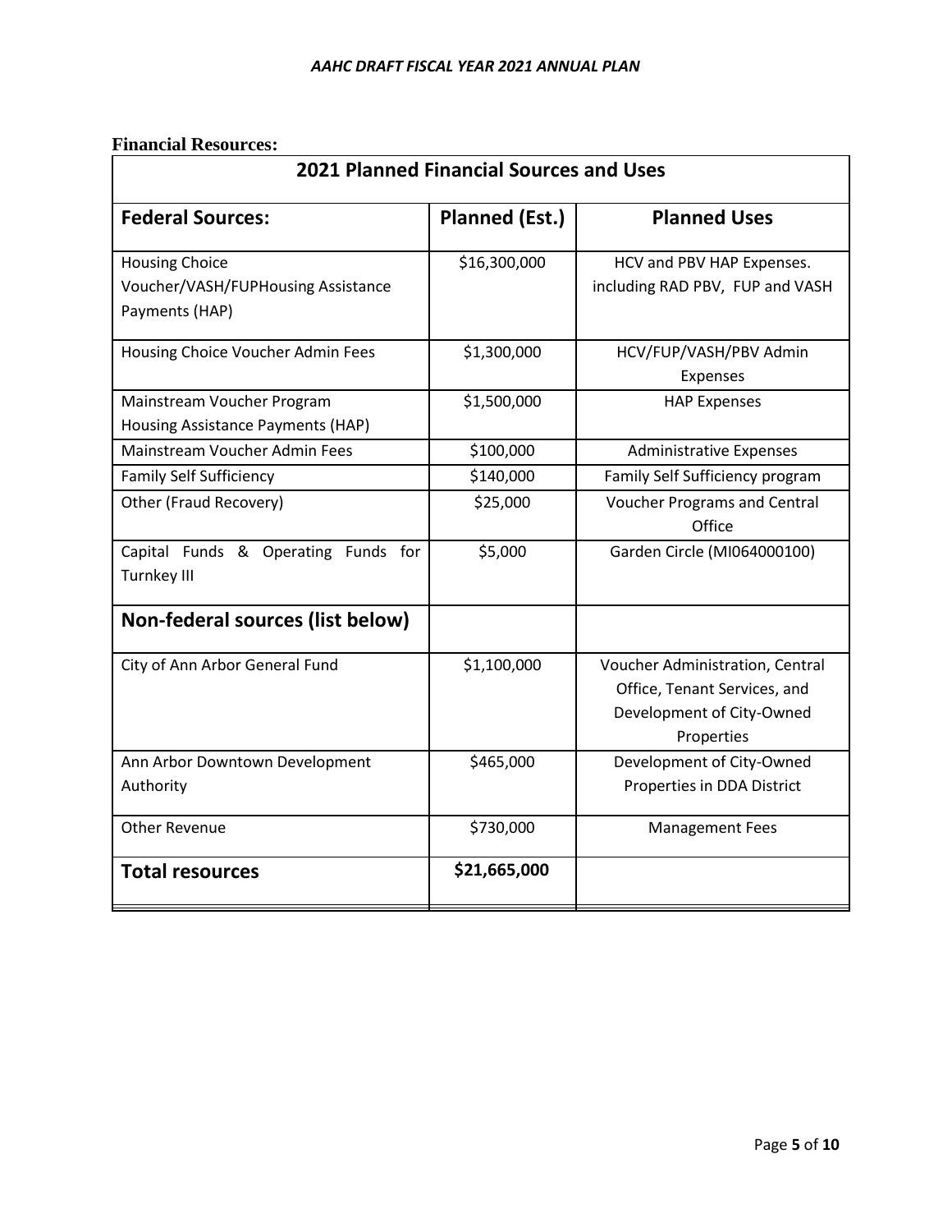**Financial Resources:**

| 2021 Planned Financial Sources and Uses | | |
|---|---|---|
| **Federal Sources:** | **Planned (Est.)** | **Planned Uses** |
| Housing Choice Voucher/VASH/FUPHousing Assistance Payments (HAP) | $16,300,000 | HCV and PBV HAP Expenses. including RAD PBV, FUP and VASH |
| Housing Choice Voucher Admin Fees | $1,300,000 | HCV/FUP/VASH/PBV Admin Expenses |
| Mainstream Voucher Program Housing Assistance Payments (HAP) | $1,500,000 | HAP Expenses |
| Mainstream Voucher Admin Fees | $100,000 | Administrative Expenses |
| Family Self Sufficiency | $140,000 | Family Self Sufficiency program |
| Other (Fraud Recovery) | $25,000 | Voucher Programs and Central Office |
| Capital Funds & Operating Funds for Turnkey III | $5,000 | Garden Circle (MI064000100) |
| **Non-federal sources (list below)** | | |
| City of Ann Arbor General Fund | $1,100,000 | Voucher Administration, Central Office, Tenant Services, and Development of City-Owned Properties |
| Ann Arbor Downtown Development Authority | $465,000 | Development of City-Owned Properties in DDA District |
| Other Revenue | $730,000 | Management Fees |
| **Total resources** | **$21,665,000** | |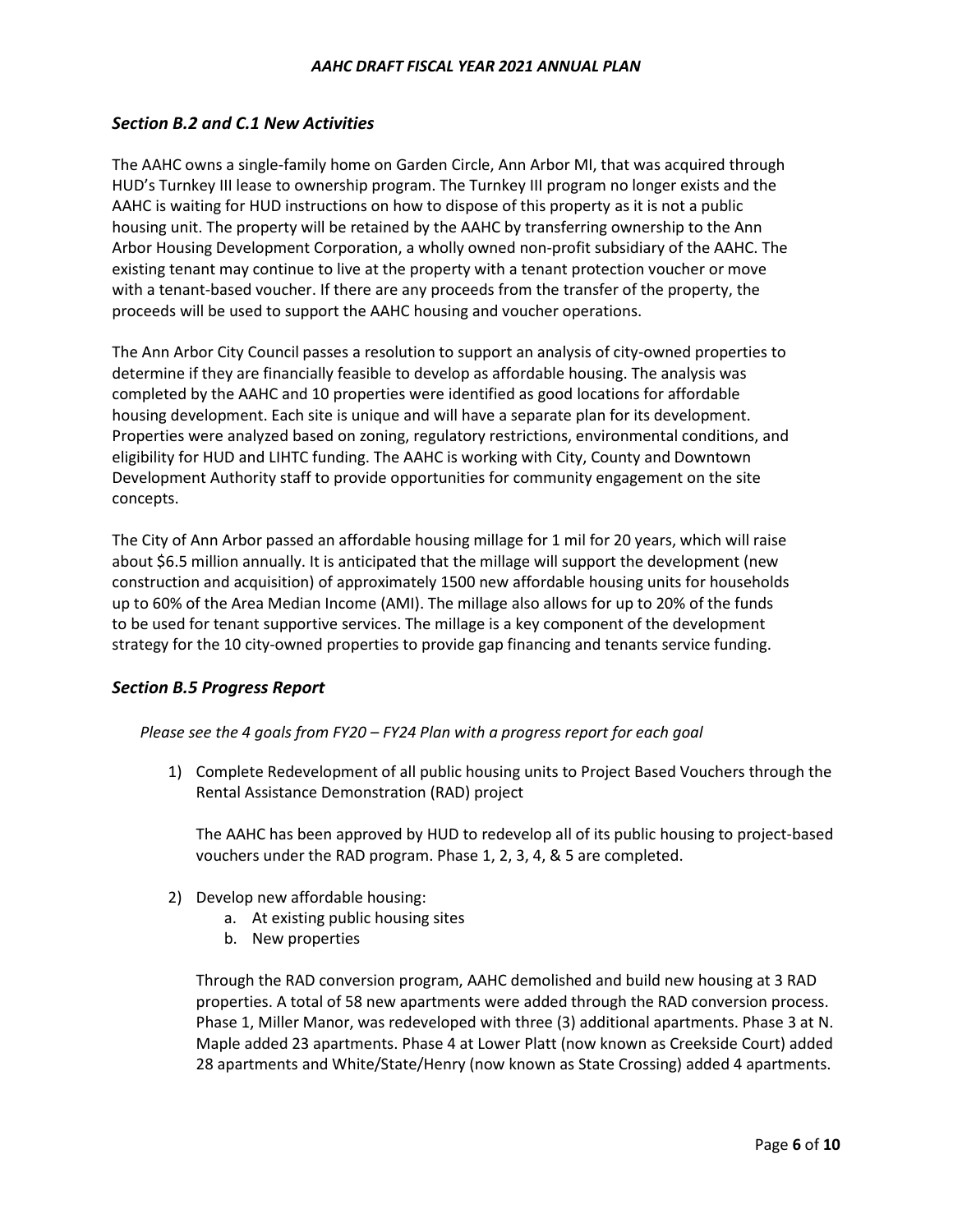### *Section B.2 and C.1 New Activities*

The AAHC owns a single-family home on Garden Circle, Ann Arbor MI, that was acquired through HUD's Turnkey III lease to ownership program. The Turnkey III program no longer exists and the AAHC is waiting for HUD instructions on how to dispose of this property as it is not a public housing unit. The property will be retained by the AAHC by transferring ownership to the Ann Arbor Housing Development Corporation, a wholly owned non-profit subsidiary of the AAHC. The existing tenant may continue to live at the property with a tenant protection voucher or move with a tenant-based voucher. If there are any proceeds from the transfer of the property, the proceeds will be used to support the AAHC housing and voucher operations.

The Ann Arbor City Council passes a resolution to support an analysis of city-owned properties to determine if they are financially feasible to develop as affordable housing. The analysis was completed by the AAHC and 10 properties were identified as good locations for affordable housing development. Each site is unique and will have a separate plan for its development. Properties were analyzed based on zoning, regulatory restrictions, environmental conditions, and eligibility for HUD and LIHTC funding. The AAHC is working with City, County and Downtown Development Authority staff to provide opportunities for community engagement on the site concepts.

The City of Ann Arbor passed an affordable housing millage for 1 mil for 20 years, which will raise about $6.5 million annually. It is anticipated that the millage will support the development (new construction and acquisition) of approximately 1500 new affordable housing units for households up to 60% of the Area Median Income (AMI). The millage also allows for up to 20% of the funds to be used for tenant supportive services. The millage is a key component of the development strategy for the 10 city-owned properties to provide gap financing and tenants service funding.

### *Section B.5 Progress Report*

*Please see the 4 goals from FY20 – FY24 Plan with a progress report for each goal*

1) Complete Redevelopment of all public housing units to Project Based Vouchers through the Rental Assistance Demonstration (RAD) project

   The AAHC has been approved by HUD to redevelop all of its public housing to project-based vouchers under the RAD program. Phase 1, 2, 3, 4, & 5 are completed.

2) Develop new affordable housing:
   a. At existing public housing sites
   b. New properties

   Through the RAD conversion program, AAHC demolished and build new housing at 3 RAD properties. A total of 58 new apartments were added through the RAD conversion process. Phase 1, Miller Manor, was redeveloped with three (3) additional apartments. Phase 3 at N. Maple added 23 apartments. Phase 4 at Lower Platt (now known as Creekside Court) added 28 apartments and White/State/Henry (now known as State Crossing) added 4 apartments.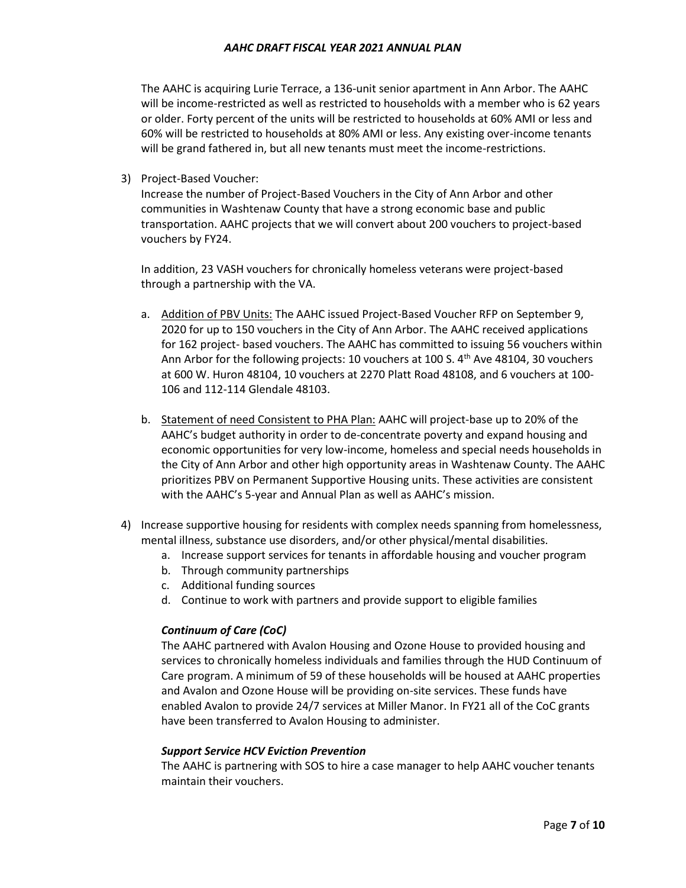The AAHC is acquiring Lurie Terrace, a 136-unit senior apartment in Ann Arbor. The AAHC will be income-restricted as well as restricted to households with a member who is 62 years or older. Forty percent of the units will be restricted to households at 60% AMI or less and 60% will be restricted to households at 80% AMI or less. Any existing over-income tenants will be grand fathered in, but all new tenants must meet the income-restrictions.

3) Project-Based Voucher:
   Increase the number of Project-Based Vouchers in the City of Ann Arbor and other communities in Washtenaw County that have a strong economic base and public transportation. AAHC projects that we will convert about 200 vouchers to project-based vouchers by FY24.

   In addition, 23 VASH vouchers for chronically homeless veterans were project-based through a partnership with the VA.

   a. Addition of PBV Units: The AAHC issued Project-Based Voucher RFP on September 9, 2020 for up to 150 vouchers in the City of Ann Arbor. The AAHC received applications for 162 project- based vouchers. The AAHC has committed to issuing 56 vouchers within Ann Arbor for the following projects: 10 vouchers at 100 S. 4th Ave 48104, 30 vouchers at 600 W. Huron 48104, 10 vouchers at 2270 Platt Road 48108, and 6 vouchers at 100-106 and 112-114 Glendale 48103.

   b. Statement of need Consistent to PHA Plan: AAHC will project-base up to 20% of the AAHC's budget authority in order to de-concentrate poverty and expand housing and economic opportunities for very low-income, homeless and special needs households in the City of Ann Arbor and other high opportunity areas in Washtenaw County. The AAHC prioritizes PBV on Permanent Supportive Housing units. These activities are consistent with the AAHC's 5-year and Annual Plan as well as AAHC's mission.

4) Increase supportive housing for residents with complex needs spanning from homelessness, mental illness, substance use disorders, and/or other physical/mental disabilities.
   a. Increase support services for tenants in affordable housing and voucher program
   b. Through community partnerships
   c. Additional funding sources
   d. Continue to work with partners and provide support to eligible families

   ***Continuum of Care (CoC)***

   The AAHC partnered with Avalon Housing and Ozone House to provided housing and services to chronically homeless individuals and families through the HUD Continuum of Care program. A minimum of 59 of these households will be housed at AAHC properties and Avalon and Ozone House will be providing on-site services. These funds have enabled Avalon to provide 24/7 services at Miller Manor. In FY21 all of the CoC grants have been transferred to Avalon Housing to administer.

   ***Support Service HCV Eviction Prevention***

   The AAHC is partnering with SOS to hire a case manager to help AAHC voucher tenants maintain their vouchers.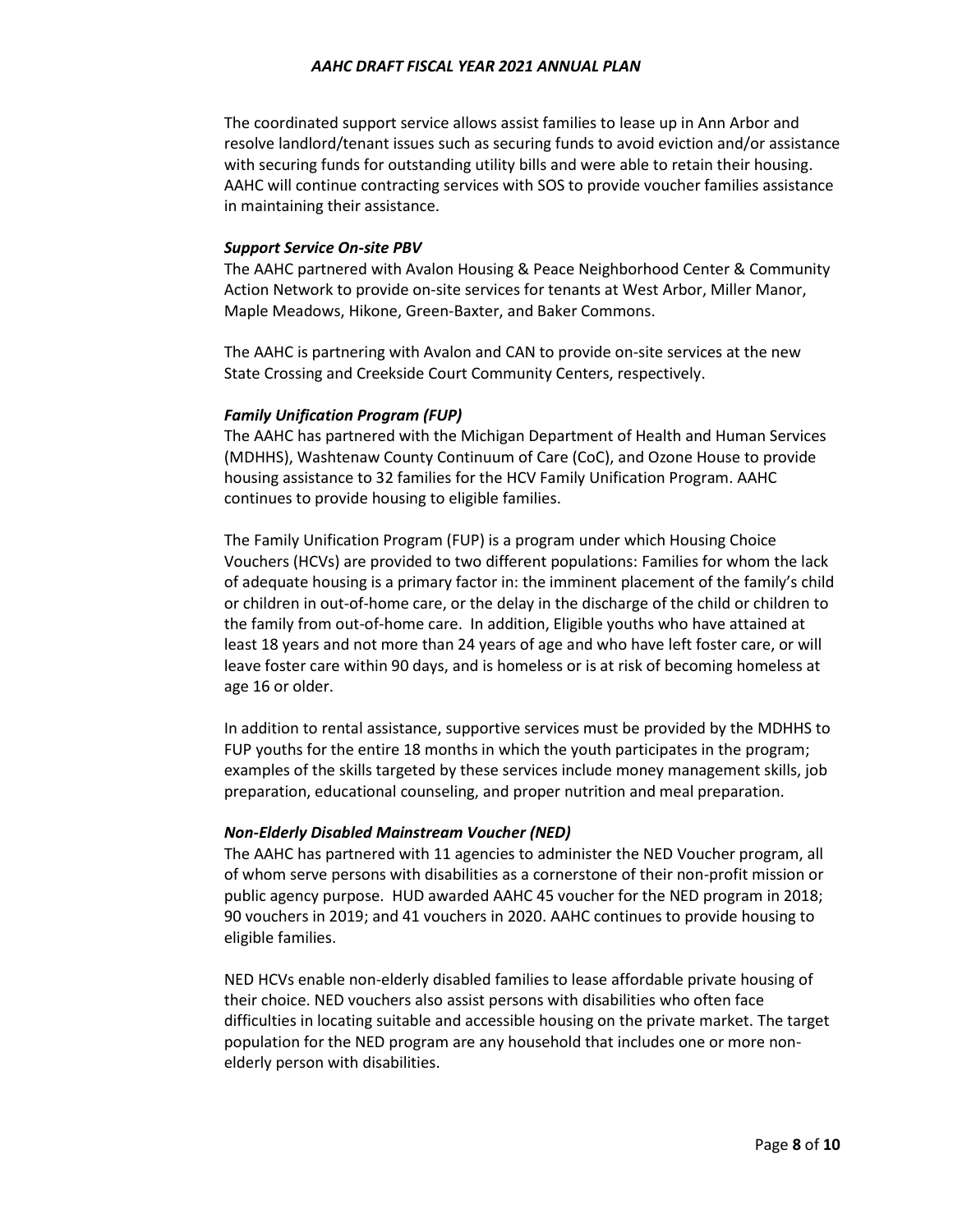The coordinated support service allows assist families to lease up in Ann Arbor and resolve landlord/tenant issues such as securing funds to avoid eviction and/or assistance with securing funds for outstanding utility bills and were able to retain their housing. AAHC will continue contracting services with SOS to provide voucher families assistance in maintaining their assistance.

***Support Service On-site PBV***

The AAHC partnered with Avalon Housing & Peace Neighborhood Center & Community Action Network to provide on-site services for tenants at West Arbor, Miller Manor, Maple Meadows, Hikone, Green-Baxter, and Baker Commons.

The AAHC is partnering with Avalon and CAN to provide on-site services at the new State Crossing and Creekside Court Community Centers, respectively.

***Family Unification Program (FUP)***

The AAHC has partnered with the Michigan Department of Health and Human Services (MDHHS), Washtenaw County Continuum of Care (CoC), and Ozone House to provide housing assistance to 32 families for the HCV Family Unification Program. AAHC continues to provide housing to eligible families.

The Family Unification Program (FUP) is a program under which Housing Choice Vouchers (HCVs) are provided to two different populations: Families for whom the lack of adequate housing is a primary factor in: the imminent placement of the family's child or children in out-of-home care, or the delay in the discharge of the child or children to the family from out-of-home care. In addition, Eligible youths who have attained at least 18 years and not more than 24 years of age and who have left foster care, or will leave foster care within 90 days, and is homeless or is at risk of becoming homeless at age 16 or older.

In addition to rental assistance, supportive services must be provided by the MDHHS to FUP youths for the entire 18 months in which the youth participates in the program; examples of the skills targeted by these services include money management skills, job preparation, educational counseling, and proper nutrition and meal preparation.

***Non-Elderly Disabled Mainstream Voucher (NED)***

The AAHC has partnered with 11 agencies to administer the NED Voucher program, all of whom serve persons with disabilities as a cornerstone of their non-profit mission or public agency purpose. HUD awarded AAHC 45 voucher for the NED program in 2018; 90 vouchers in 2019; and 41 vouchers in 2020. AAHC continues to provide housing to eligible families.

NED HCVs enable non-elderly disabled families to lease affordable private housing of their choice. NED vouchers also assist persons with disabilities who often face difficulties in locating suitable and accessible housing on the private market. The target population for the NED program are any household that includes one or more non-elderly person with disabilities.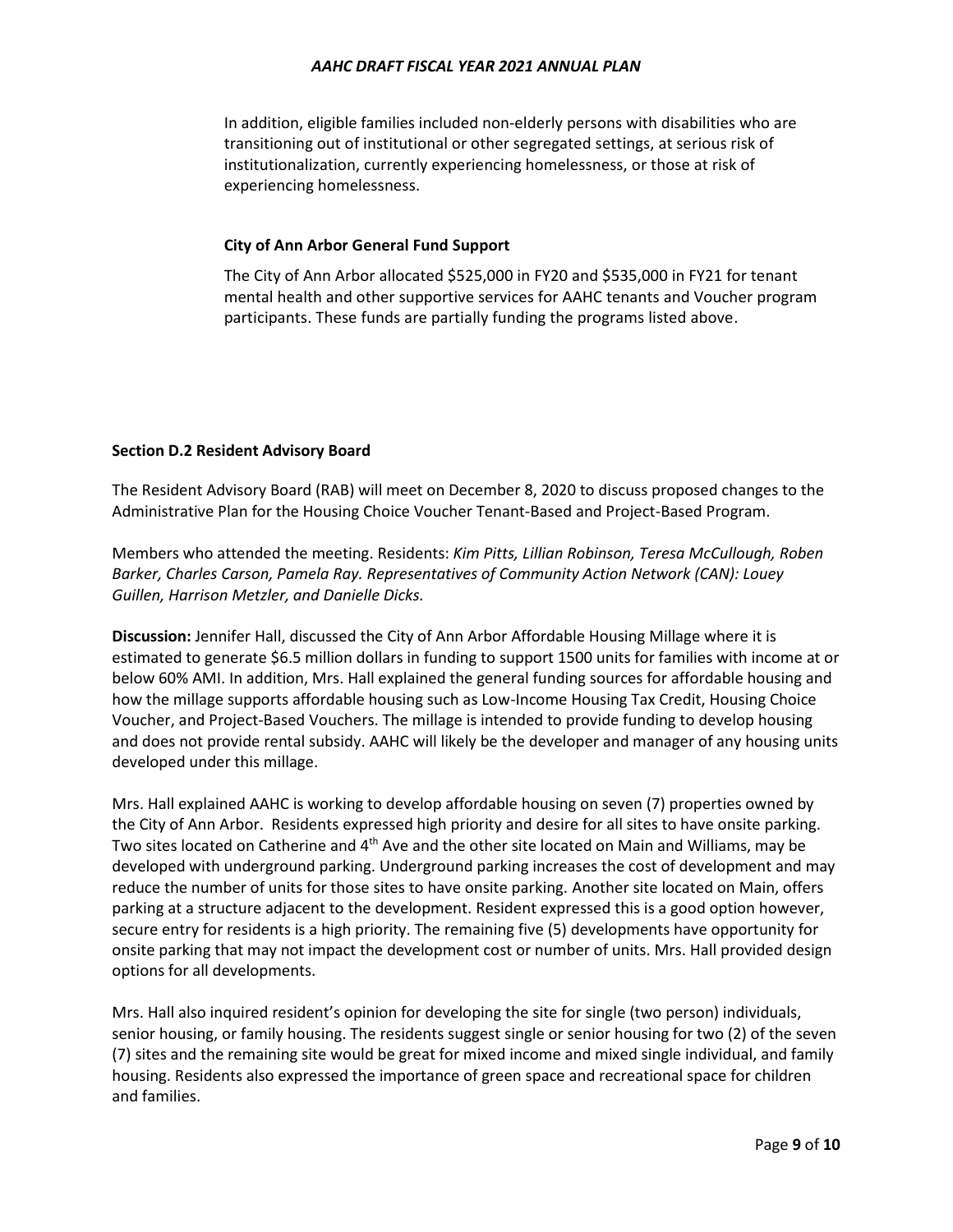In addition, eligible families included non-elderly persons with disabilities who are transitioning out of institutional or other segregated settings, at serious risk of institutionalization, currently experiencing homelessness, or those at risk of experiencing homelessness.

**City of Ann Arbor General Fund Support**

The City of Ann Arbor allocated \$525,000 in FY20 and \$535,000 in FY21 for tenant mental health and other supportive services for AAHC tenants and Voucher program participants. These funds are partially funding the programs listed above.

**Section D.2 Resident Advisory Board**

The Resident Advisory Board (RAB) will meet on December 8, 2020 to discuss proposed changes to the Administrative Plan for the Housing Choice Voucher Tenant-Based and Project-Based Program.

Members who attended the meeting. Residents: *Kim Pitts, Lillian Robinson, Teresa McCullough, Roben Barker, Charles Carson, Pamela Ray. Representatives of Community Action Network (CAN): Louey Guillen, Harrison Metzler, and Danielle Dicks.*

**Discussion:** Jennifer Hall, discussed the City of Ann Arbor Affordable Housing Millage where it is estimated to generate \$6.5 million dollars in funding to support 1500 units for families with income at or below 60% AMI. In addition, Mrs. Hall explained the general funding sources for affordable housing and how the millage supports affordable housing such as Low-Income Housing Tax Credit, Housing Choice Voucher, and Project-Based Vouchers. The millage is intended to provide funding to develop housing and does not provide rental subsidy. AAHC will likely be the developer and manager of any housing units developed under this millage.

Mrs. Hall explained AAHC is working to develop affordable housing on seven (7) properties owned by the City of Ann Arbor. Residents expressed high priority and desire for all sites to have onsite parking. Two sites located on Catherine and 4th Ave and the other site located on Main and Williams, may be developed with underground parking. Underground parking increases the cost of development and may reduce the number of units for those sites to have onsite parking. Another site located on Main, offers parking at a structure adjacent to the development. Resident expressed this is a good option however, secure entry for residents is a high priority. The remaining five (5) developments have opportunity for onsite parking that may not impact the development cost or number of units. Mrs. Hall provided design options for all developments.

Mrs. Hall also inquired resident's opinion for developing the site for single (two person) individuals, senior housing, or family housing. The residents suggest single or senior housing for two (2) of the seven (7) sites and the remaining site would be great for mixed income and mixed single individual, and family housing. Residents also expressed the importance of green space and recreational space for children and families.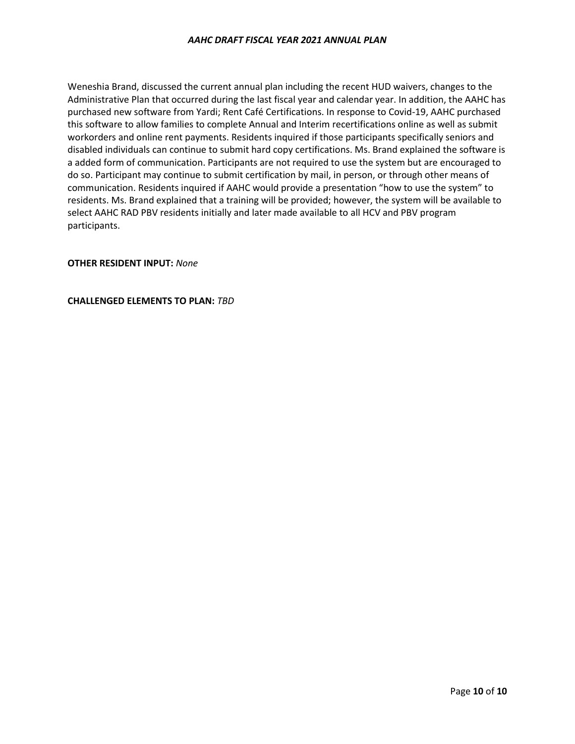Weneshia Brand, discussed the current annual plan including the recent HUD waivers, changes to the Administrative Plan that occurred during the last fiscal year and calendar year. In addition, the AAHC has purchased new software from Yardi; Rent Café Certifications. In response to Covid-19, AAHC purchased this software to allow families to complete Annual and Interim recertifications online as well as submit workorders and online rent payments. Residents inquired if those participants specifically seniors and disabled individuals can continue to submit hard copy certifications. Ms. Brand explained the software is a added form of communication. Participants are not required to use the system but are encouraged to do so. Participant may continue to submit certification by mail, in person, or through other means of communication. Residents inquired if AAHC would provide a presentation "how to use the system" to residents. Ms. Brand explained that a training will be provided; however, the system will be available to select AAHC RAD PBV residents initially and later made available to all HCV and PBV program participants.

**OTHER RESIDENT INPUT:** *None*

**CHALLENGED ELEMENTS TO PLAN:** *TBD*